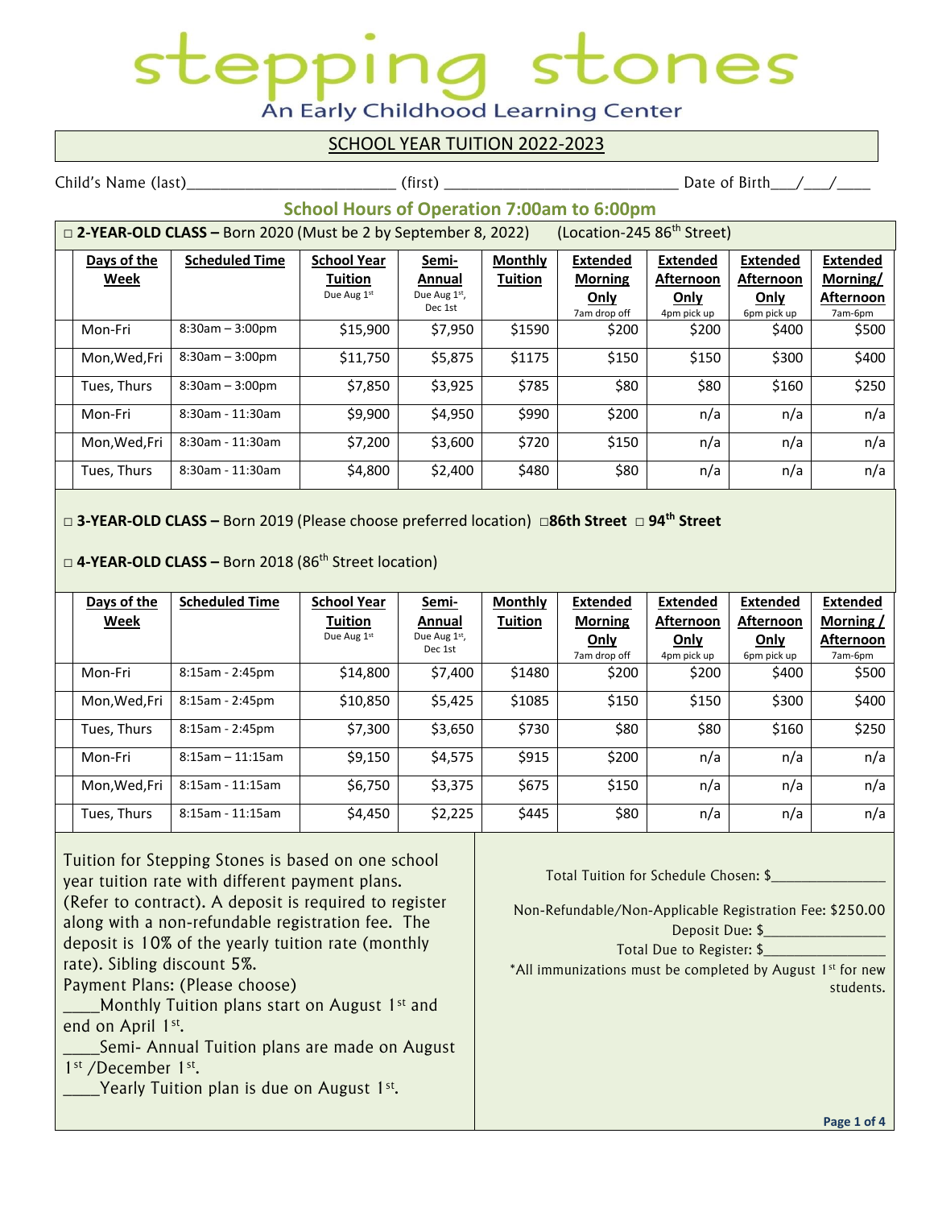# stepping stones

An Early Childhood Learning Center

## SCHOOL YEAR TUITION 2022-2023

Child's Name (last)_________________________ (first) ____________________________ Date of Birth___/___/____

### School Hours of Operation 7:00am to 6:00pm

□ **2-YEAR-OLD CLASS –** Born 2020 (Must be 2 by September 8, 2022) (Location-245 86th Street)

| Days of the Week | Scheduled Time | School Year Tuition Due Aug 1st | Semi-Annual Due Aug 1st, Dec 1st | Monthly Tuition | Extended Morning Only 7am drop off | Extended Afternoon Only 4pm pick up | Extended Afternoon Only 6pm pick up | Extended Morning/ Afternoon 7am-6pm |
|---|---|---|---|---|---|---|---|---|
| Mon-Fri | 8:30am – 3:00pm | $15,900 | $7,950 | $1590 | $200 | $200 | $400 | $500 |
| Mon,Wed,Fri | 8:30am – 3:00pm | $11,750 | $5,875 | $1175 | $150 | $150 | $300 | $400 |
| Tues, Thurs | 8:30am – 3:00pm | $7,850 | $3,925 | $785 | $80 | $80 | $160 | $250 |
| Mon-Fri | 8:30am - 11:30am | $9,900 | $4,950 | $990 | $200 | n/a | n/a | n/a |
| Mon,Wed,Fri | 8:30am - 11:30am | $7,200 | $3,600 | $720 | $150 | n/a | n/a | n/a |
| Tues, Thurs | 8:30am - 11:30am | $4,800 | $2,400 | $480 | $80 | n/a | n/a | n/a |

□ **3-YEAR-OLD CLASS –** Born 2019 (Please choose preferred location) □**86th Street** □ **94th Street**

□ **4-YEAR-OLD CLASS –** Born 2018 (86th Street location)

| Days of the Week | Scheduled Time | School Year Tuition Due Aug 1st | Semi-Annual Due Aug 1st, Dec 1st | Monthly Tuition | Extended Morning Only 7am drop off | Extended Afternoon Only 4pm pick up | Extended Afternoon Only 6pm pick up | Extended Morning / Afternoon 7am-6pm |
|---|---|---|---|---|---|---|---|---|
| Mon-Fri | 8:15am - 2:45pm | $14,800 | $7,400 | $1480 | $200 | $200 | $400 | $500 |
| Mon,Wed,Fri | 8:15am - 2:45pm | $10,850 | $5,425 | $1085 | $150 | $150 | $300 | $400 |
| Tues, Thurs | 8:15am - 2:45pm | $7,300 | $3,650 | $730 | $80 | $80 | $160 | $250 |
| Mon-Fri | 8:15am – 11:15am | $9,150 | $4,575 | $915 | $200 | n/a | n/a | n/a |
| Mon,Wed,Fri | 8:15am - 11:15am | $6,750 | $3,375 | $675 | $150 | n/a | n/a | n/a |
| Tues, Thurs | 8:15am - 11:15am | $4,450 | $2,225 | $445 | $80 | n/a | n/a | n/a |

Tuition for Stepping Stones is based on one school year tuition rate with different payment plans. (Refer to contract). A deposit is required to register along with a non-refundable registration fee. The deposit is 10% of the yearly tuition rate (monthly rate). Sibling discount 5%.

Payment Plans: (Please choose)

____Monthly Tuition plans start on August 1st and end on April 1st.

____Semi- Annual Tuition plans are made on August 1st /December 1st.

____Yearly Tuition plan is due on August 1st.

Total Tuition for Schedule Chosen: $_______________

Non-Refundable/Non-Applicable Registration Fee: $250.00

Deposit Due: $________________

Total Due to Register: $________________

*All immunizations must be completed by August 1st for new students.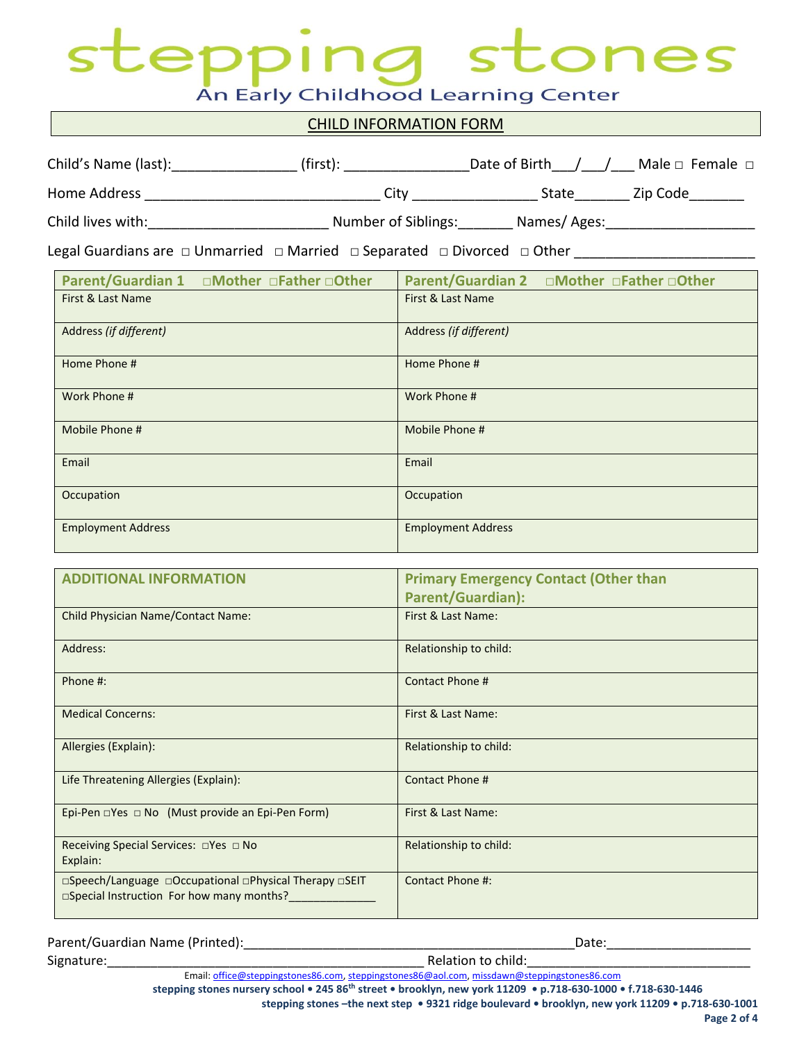# stepping stones

An Early Childhood Learning Center

## CHILD INFORMATION FORM

Child's Name (last):_______________ (first): _______________Date of Birth___/___/___ Male □ Female □

Home Address _____________________________ City _______________ State_______ Zip Code_______

Child lives with:______________________ Number of Siblings:_______ Names/ Ages:__________________

Legal Guardians are □ Unmarried □ Married □ Separated □ Divorced □ Other _____________________

| **Parent/Guardian 1 □Mother □Father □Other** | **Parent/Guardian 2 □Mother □Father □Other** |
|---|---|
| First & Last Name | First & Last Name |
| Address *(if different)* | Address *(if different)* |
| Home Phone # | Home Phone # |
| Work Phone # | Work Phone # |
| Mobile Phone # | Mobile Phone # |
| Email | Email |
| Occupation | Occupation |
| Employment Address | Employment Address |

| **ADDITIONAL INFORMATION** | **Primary Emergency Contact (Other than Parent/Guardian):** |
|---|---|
| Child Physician Name/Contact Name: | First & Last Name: |
| Address: | Relationship to child: |
| Phone #: | Contact Phone # |
| Medical Concerns: | First & Last Name: |
| Allergies (Explain): | Relationship to child: |
| Life Threatening Allergies (Explain): | Contact Phone # |
| Epi-Pen □Yes □ No (Must provide an Epi-Pen Form) | First & Last Name: |
| Receiving Special Services: □Yes □ No Explain: | Relationship to child: |
| □Speech/Language □Occupational □Physical Therapy □SEIT □Special Instruction For how many months?_____________ | Contact Phone #: |

Parent/Guardian Name (Printed):_____________________________________________Date:___________________

Signature:___________________________________________ Relation to child:______________________________

Email: office@steppingstones86.com, steppingstones86@aol.com, missdawn@steppingstones86.com

**stepping stones nursery school • 245 86th street • brooklyn, new york 11209 • p.718-630-1000 • f.718-630-1446**

**stepping stones –the next step • 9321 ridge boulevard • brooklyn, new york 11209 • p.718-630-1001**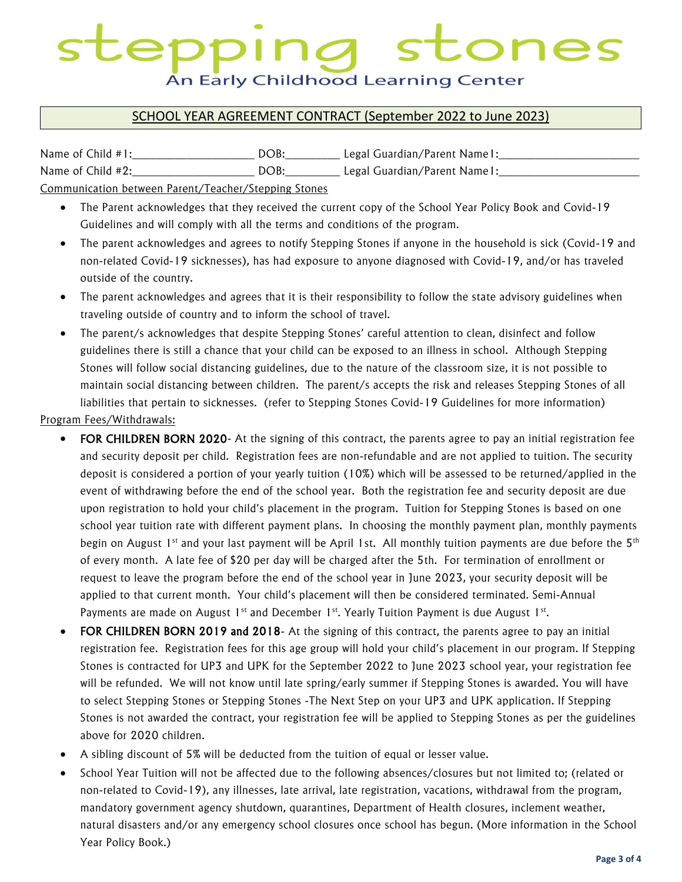# stepping stones

An Early Childhood Learning Center

## SCHOOL YEAR AGREEMENT CONTRACT (September 2022 to June 2023)

Name of Child #1:____________________ DOB:_________ Legal Guardian/Parent Name1:_______________________

Name of Child #2:____________________ DOB:_________ Legal Guardian/Parent Name1:_______________________

Communication between Parent/Teacher/Stepping Stones

- The Parent acknowledges that they received the current copy of the School Year Policy Book and Covid-19 Guidelines and will comply with all the terms and conditions of the program.
- The parent acknowledges and agrees to notify Stepping Stones if anyone in the household is sick (Covid-19 and non-related Covid-19 sicknesses), has had exposure to anyone diagnosed with Covid-19, and/or has traveled outside of the country.
- The parent acknowledges and agrees that it is their responsibility to follow the state advisory guidelines when traveling outside of country and to inform the school of travel.
- The parent/s acknowledges that despite Stepping Stones' careful attention to clean, disinfect and follow guidelines there is still a chance that your child can be exposed to an illness in school. Although Stepping Stones will follow social distancing guidelines, due to the nature of the classroom size, it is not possible to maintain social distancing between children. The parent/s accepts the risk and releases Stepping Stones of all liabilities that pertain to sicknesses. (refer to Stepping Stones Covid-19 Guidelines for more information)

Program Fees/Withdrawals:

- **FOR CHILDREN BORN 2020**- At the signing of this contract, the parents agree to pay an initial registration fee and security deposit per child. Registration fees are non-refundable and are not applied to tuition. The security deposit is considered a portion of your yearly tuition (10%) which will be assessed to be returned/applied in the event of withdrawing before the end of the school year. Both the registration fee and security deposit are due upon registration to hold your child's placement in the program. Tuition for Stepping Stones is based on one school year tuition rate with different payment plans. In choosing the monthly payment plan, monthly payments begin on August 1st and your last payment will be April 1st. All monthly tuition payments are due before the 5th of every month. A late fee of $20 per day will be charged after the 5th. For termination of enrollment or request to leave the program before the end of the school year in June 2023, your security deposit will be applied to that current month. Your child's placement will then be considered terminated. Semi-Annual Payments are made on August 1st and December 1st. Yearly Tuition Payment is due August 1st.
- **FOR CHILDREN BORN 2019 and 2018**- At the signing of this contract, the parents agree to pay an initial registration fee. Registration fees for this age group will hold your child's placement in our program. If Stepping Stones is contracted for UP3 and UPK for the September 2022 to June 2023 school year, your registration fee will be refunded. We will not know until late spring/early summer if Stepping Stones is awarded. You will have to select Stepping Stones or Stepping Stones -The Next Step on your UP3 and UPK application. If Stepping Stones is not awarded the contract, your registration fee will be applied to Stepping Stones as per the guidelines above for 2020 children.
- A sibling discount of 5% will be deducted from the tuition of equal or lesser value.
- School Year Tuition will not be affected due to the following absences/closures but not limited to; (related or non-related to Covid-19), any illnesses, late arrival, late registration, vacations, withdrawal from the program, mandatory government agency shutdown, quarantines, Department of Health closures, inclement weather, natural disasters and/or any emergency school closures once school has begun. (More information in the School Year Policy Book.)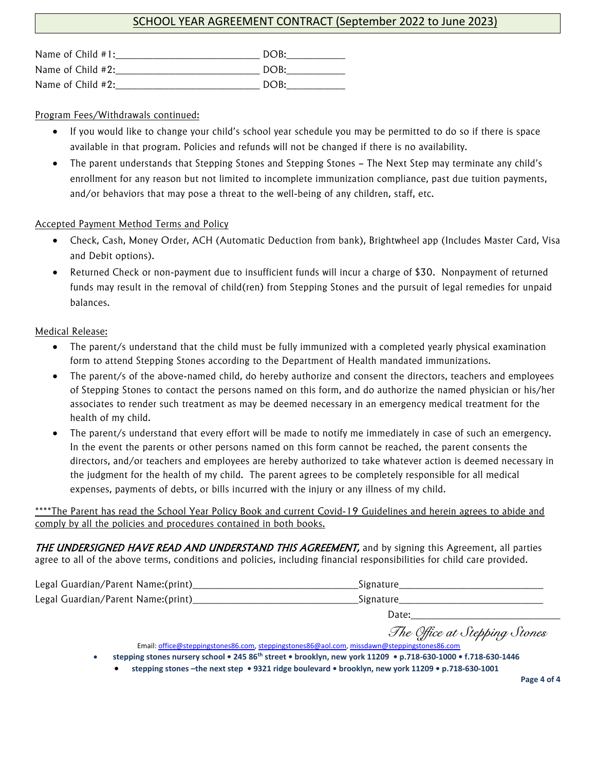# SCHOOL YEAR AGREEMENT CONTRACT (September 2022 to June 2023)

Name of Child #1:___________________________ DOB:___________

Name of Child #2:___________________________ DOB:___________

Name of Child #2:___________________________ DOB:___________

Program Fees/Withdrawals continued:

- If you would like to change your child's school year schedule you may be permitted to do so if there is space available in that program. Policies and refunds will not be changed if there is no availability.
- The parent understands that Stepping Stones and Stepping Stones – The Next Step may terminate any child's enrollment for any reason but not limited to incomplete immunization compliance, past due tuition payments, and/or behaviors that may pose a threat to the well-being of any children, staff, etc.

Accepted Payment Method Terms and Policy

- Check, Cash, Money Order, ACH (Automatic Deduction from bank), Brightwheel app (Includes Master Card, Visa and Debit options).
- Returned Check or non-payment due to insufficient funds will incur a charge of $30. Nonpayment of returned funds may result in the removal of child(ren) from Stepping Stones and the pursuit of legal remedies for unpaid balances.

Medical Release:

- The parent/s understand that the child must be fully immunized with a completed yearly physical examination form to attend Stepping Stones according to the Department of Health mandated immunizations.
- The parent/s of the above-named child, do hereby authorize and consent the directors, teachers and employees of Stepping Stones to contact the persons named on this form, and do authorize the named physician or his/her associates to render such treatment as may be deemed necessary in an emergency medical treatment for the health of my child.
- The parent/s understand that every effort will be made to notify me immediately in case of such an emergency. In the event the parents or other persons named on this form cannot be reached, the parent consents the directors, and/or teachers and employees are hereby authorized to take whatever action is deemed necessary in the judgment for the health of my child. The parent agrees to be completely responsible for all medical expenses, payments of debts, or bills incurred with the injury or any illness of my child.

****The Parent has read the School Year Policy Book and current Covid-19 Guidelines and herein agrees to abide and comply by all the policies and procedures contained in both books.

*THE UNDERSIGNED HAVE READ AND UNDERSTAND THIS AGREEMENT,* and by signing this Agreement, all parties agree to all of the above terms, conditions and policies, including financial responsibilities for child care provided.

Legal Guardian/Parent Name:(print)________________________________Signature____________________________

Legal Guardian/Parent Name:(print)________________________________Signature____________________________

Date:______________________________

*The Office at Stepping Stones*

Email: office@steppingstones86.com, steppingstones86@aol.com, missdawn@steppingstones86.com

- **stepping stones nursery school • 245 86th street • brooklyn, new york 11209 • p.718-630-1000 • f.718-630-1446**
- **stepping stones –the next step • 9321 ridge boulevard • brooklyn, new york 11209 • p.718-630-1001**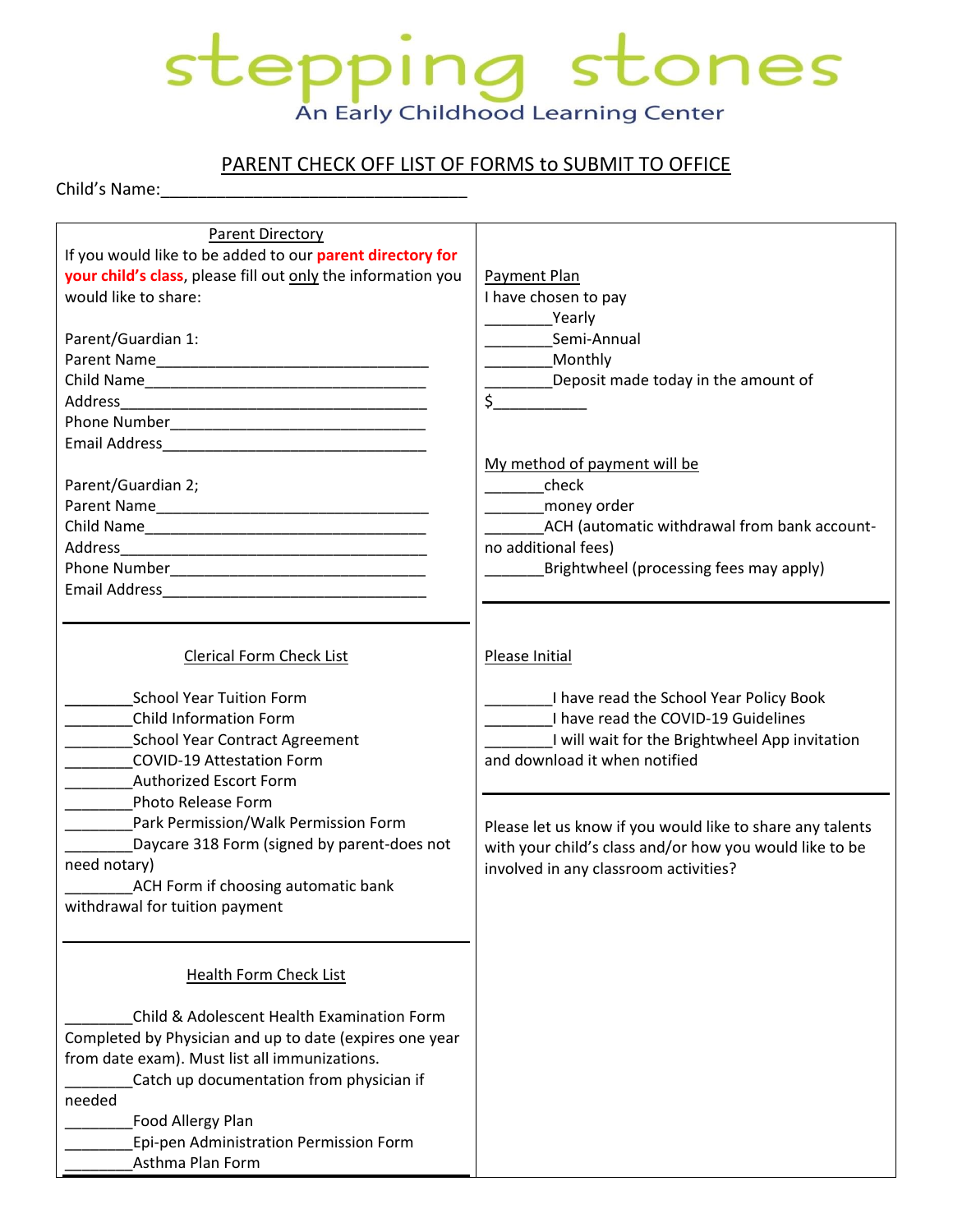# stepping stones

An Early Childhood Learning Center

## PARENT CHECK OFF LIST OF FORMS to SUBMIT TO OFFICE

Child's Name:_________________________________

### Parent Directory

If you would like to be added to our **parent directory for your child's class**, please fill out only the information you would like to share:

Parent/Guardian 1:
Parent Name_______________________________
Child Name________________________________
Address___________________________________
Phone Number______________________________
Email Address_____________________________

Parent/Guardian 2;
Parent Name_______________________________
Child Name________________________________
Address___________________________________
Phone Number______________________________
Email Address_____________________________

### Clerical Form Check List

________School Year Tuition Form
________Child Information Form
________School Year Contract Agreement
________COVID-19 Attestation Form
________Authorized Escort Form
________Photo Release Form
________Park Permission/Walk Permission Form
________Daycare 318 Form (signed by parent-does not need notary)
________ACH Form if choosing automatic bank withdrawal for tuition payment

### Health Form Check List

________Child & Adolescent Health Examination Form Completed by Physician and up to date (expires one year from date exam). Must list all immunizations.
________Catch up documentation from physician if needed
________Food Allergy Plan
________Epi-pen Administration Permission Form
________Asthma Plan Form

### Payment Plan

I have chosen to pay
________Yearly
________Semi-Annual
________Monthly
________Deposit made today in the amount of $___________

My method of payment will be
_______check
_______money order
_______ACH (automatic withdrawal from bank account-no additional fees)
_______Brightwheel (processing fees may apply)

### Please Initial

________I have read the School Year Policy Book
________I have read the COVID-19 Guidelines
________I will wait for the Brightwheel App invitation and download it when notified

Please let us know if you would like to share any talents with your child's class and/or how you would like to be involved in any classroom activities?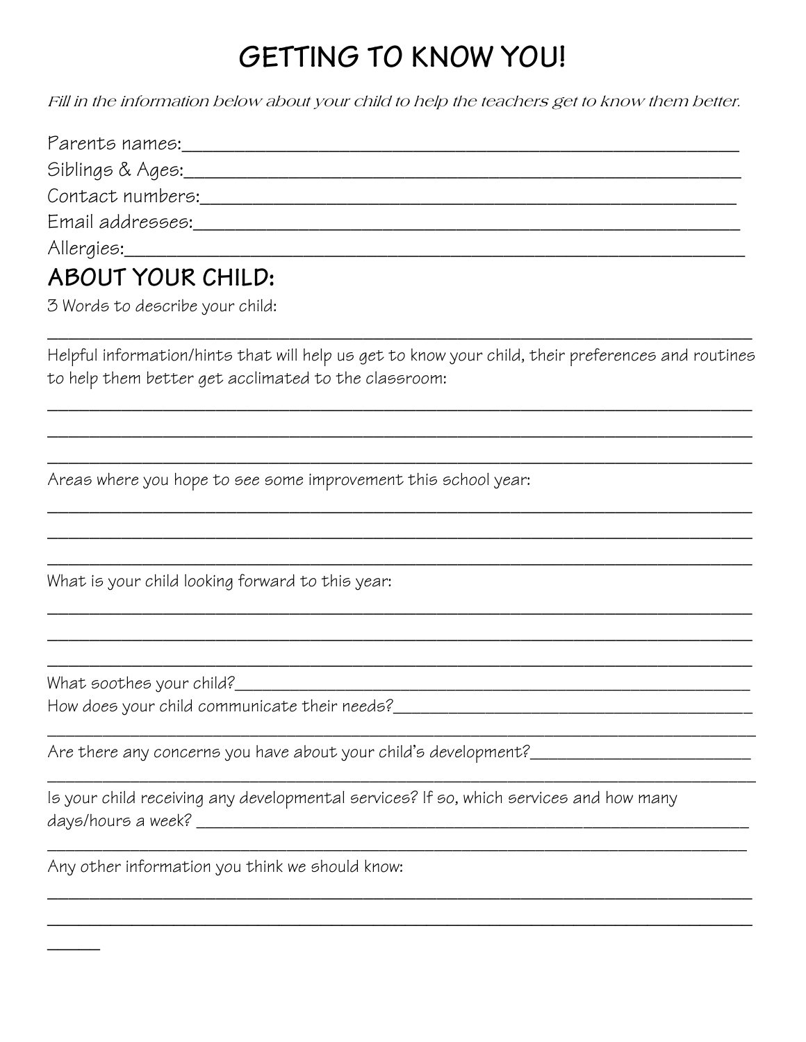# GETTING TO KNOW YOU!

*Fill in the information below about your child to help the teachers get to know them better.*

Parents names:_______________________________________________

Siblings & Ages:_______________________________________________

Contact numbers:_______________________________________________

Email addresses:_______________________________________________

Allergies:_______________________________________________

## ABOUT YOUR CHILD:

3 Words to describe your child:

_______________________________________________

Helpful information/hints that will help us get to know your child, their preferences and routines to help them better get acclimated to the classroom:

_______________________________________________

_______________________________________________

_______________________________________________

Areas where you hope to see some improvement this school year:

_______________________________________________

_______________________________________________

_______________________________________________

What is your child looking forward to this year:

_______________________________________________

_______________________________________________

_______________________________________________

What soothes your child?_______________________________________________

How does your child communicate their needs?_______________________________________________

_______________________________________________

Are there any concerns you have about your child's development?_______________________________________________

_______________________________________________

Is your child receiving any developmental services? If so, which services and how many days/hours a week? _______________________________________________

_______________________________________________

Any other information you think we should know:

_______________________________________________

_______________________________________________

______